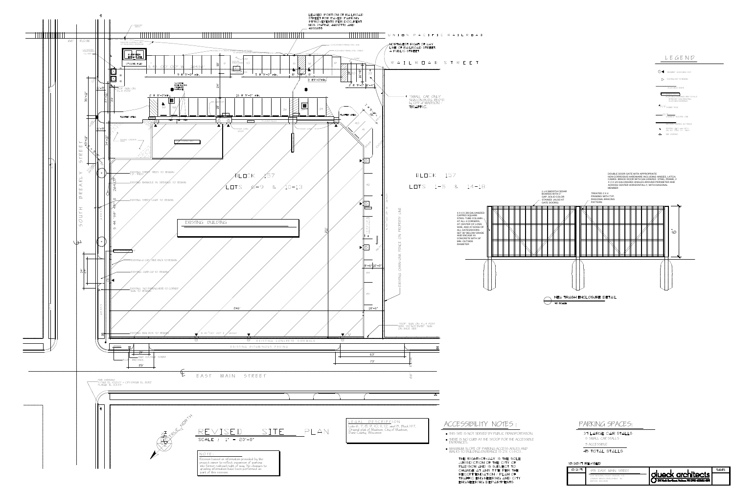# REVISED SITE PLAN

SCALE : 1" = 20'-0"

LEASED PORTION OF RAILROAD STREET FOR PAVED PARKING IMPROVEMENTS PER DOCUMENT NOS. 2547161, 4165771 AND 4899858

UNION PACIFIC RAILROAD

NORTHWEST RIGHT OF WAY LINE OF RAILROAD STREET, A PUBLIC STREET

RAILROAD STREET

"SMALL CAR ONLY" SIGN ON BLDG. REQ'D. by CITY of MADISON - TRAFFIC.

SOUTH BREARLY STREET

EAST MAIN STREET

BLOCK 157

LOTS 6-9 & 10-13

BLOCK 157

LOTS 1-5 & 14-18

EXISTING BUILDING

EXISTING CHAIN-LINK FENCE ON PROPERTY LINE

EXISTING CONCRETE SIDEWALK

EXISTING BITUMINOUS PAVING

- EXISTING STREET TREES TO REMAIN
- EXISTING MANHOLE IN SIDEWALK TO REMAIN
- EXISTING STREET LIGHT TO REMAIN
- EXISTING BIKE RACK TO REMAIN
- EXISTING CURB CUT TO REMAIN
- EXISTING "NO PARKING HERE TO CORNER" SIGN TO REMAIN
- EXISTING MAIL BOX TO REMAIN

"STOP" SIGN ON 4 x 4 POST WITH "DO NOT ENTER" SIGN ON BACK SIDE

"STOP" SIGN ON 4 x 4 POST

HIGH VOLTAGE TOWER

DUMPSTER ENCLOSURE

S 45° 00' 00" W 264.66'

N 45° 00' 00" E 264.66'

S 44° 59' 28" E 264.67'

246'

9 @ 9'-0" min.

5 @ 9'-0" min.

3 @ 9'-0" min.

2 @ 9'-0" min.

16 @ 9'-0" min.

2 @ 8'-0" min.

63'

73'

29'

## NEW TRASH ENCLOSURE DETAIL

NO SCALE

DOUBLE DOOR GATE WITH APPROPRIATE NON-CORROSIVE HARDWARE INCLUDING HINGES, LATCH, CANES- BRACE DOOR WITH GALVANIZED STEEL FRAME, 2 X 2 X 1/4 GALVANIZED ANGLES AROUND PERIMETER AND ACROSS CENTER HORIZONTALLY, WITH DIAGONAL MEMBER

1 x 6 SMOOTH CEDAR BOARDS WITH 1" GAP, SOLID COLOR STAINED. (ALSO AT GATE DOORS)

TREATED 2 X 4 FRAMING WITH TYP. DIAGONAL BRACING PATTERN

4 X 4 X 3/8 GALVANIZED CAPPED SQUARE STEEL TUBE COLUMN - AT ALL 4 CORNERS, AT CENTER OF LONG SIDE, AND AT EDGE OF ALL GATES/DOORS- SET 30" BELOW GRADE AND ENCASE IN CONCRETE WITH 10" MIN. OUTSIDE DIAMETER

6'

## LEGEND

## LEGAL DESCRIPTION

Lots 6, 7, 8, 9, 10, 11, 12, and 13, Block 157, Original plat of Madison, City of Madison, Dane County, Wisconsin.

## NOTE:

Revision based on information provided by the project owner to reflect expansion of parking into former railroad right of way. No changes to existing information have been performed as part of this revision.

## ACCESSIBILITY NOTES:

- THIS SITE IS NOT SERVED BY PUBLIC TRANSPORTATION.
- THERE IS NO CURB AT THE STOOP FOR THE ACCESSIBLE ENTRANCES.
- MAXIMUM SLOPE OF PARKING ACCESS AISLES AND WALKS TO BUILDING ENTRANCE IS 2% (1:50).

THE RIGHT-OF-WAY IS THE SOLE JURISDICTION OF THE CITY OF MADISON AND IS SUBJECT TO CHANGE AT ANY TIME PER THE RECOMMENDATION / PLAN OF TRAFFIC ENGINEERING AND CITY ENGINEERING DEPARTMENTS

## PARKING SPACES:

37 LARGE CAR STALLS
9 SMALL CAR STALLS
3 ACCESSIBLE

49 TOTAL STALLS

10/30/17 REVISED

| 10/3/17 | 925 EAST MAIN STREET | glueck architects | 9445 |
|---|---|---|---|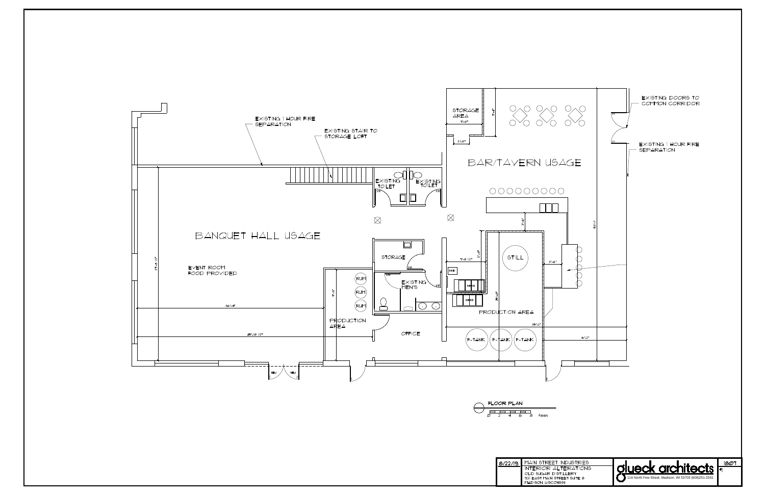EXISTING 1 HOUR FIRE SEPARATION

EXISTING STAIR TO STORAGE LOFT

STORAGE AREA

7'-8"

9'-4"

3'-8"

EXISTING DOORS TO COMMON CORRIDOR

EXISTING 1 HOUR FIRE SEPARATION

BAR/TAVERN USAGE

EXISTING TOILET

EXISTING TOILET

BANQUET HALL USAGE

EVENT ROOM
FOOD PROVIDED

37'-8 1/2"

STORAGE

EXISTING MEN'S

RUM

RUM

RUM

11'-3"

36'-4"

48'-10 1/2"

PRODUCTION AREA

OFFICE

7'-8 1/2"

SINK

SINKS

SINKS

STILL

3'-6"

3'-8"

PRODUCTION AREA

26'-2"

35'-2"

53'-1"

16'-2"

F-TANK

F-TANK

F-TANK

FLOOR PLAN

0 2 4 6 8 feet

| | | | |
|---|---|---|---|
| 8/22/19 | MAIN STREET INDUSTRIES<br>INTERIOR ALTERATIONS<br>OLD SUGAR DISTILLERY<br>931 EAST MAIN STREET SUITE 8<br>MADISON, WISCONSIN | glueck architects<br>116 North Few Street, Madison, WI 53703 (608)251-2551 | 1807<br>#1 |